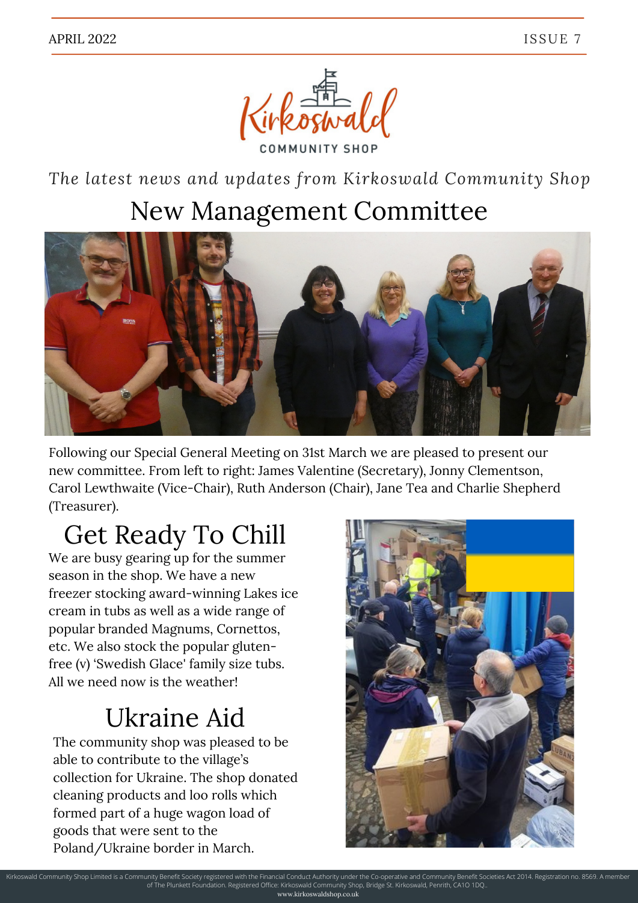APRIL 2022 ISSUE 7

Kirkoswald COMMUNITY SHOP

*The latest news and updates from Kirkoswald Community Shop*

# New Management Committee

Following our Special General Meeting on 31st March we are pleased to present our new committee. From left to right: James Valentine (Secretary), Jonny Clementson, Carol Lewthwaite (Vice-Chair), Ruth Anderson (Chair), Jane Tea and Charlie Shepherd (Treasurer).

# Get Ready To Chill

We are busy gearing up for the summer season in the shop. We have a new freezer stocking award-winning Lakes ice cream in tubs as well as a wide range of popular branded Magnums, Cornettos, etc. We also stock the popular gluten-free (v) 'Swedish Glace' family size tubs. All we need now is the weather!

# Ukraine Aid

The community shop was pleased to be able to contribute to the village's collection for Ukraine. The shop donated cleaning products and loo rolls which formed part of a huge wagon load of goods that were sent to the Poland/Ukraine border in March.

Kirkoswald Community Shop Limited is a Community Benefit Society registered with the Financial Conduct Authority under the Co-operative and Community Benefit Societies Act 2014. Registration no. 8569. A member of The Plunkett Foundation. Registered Office: Kirkoswald Community Shop, Bridge St. Kirkoswald, Penrith, CA10 1DQ.
www.kirkoswaldshop.co.uk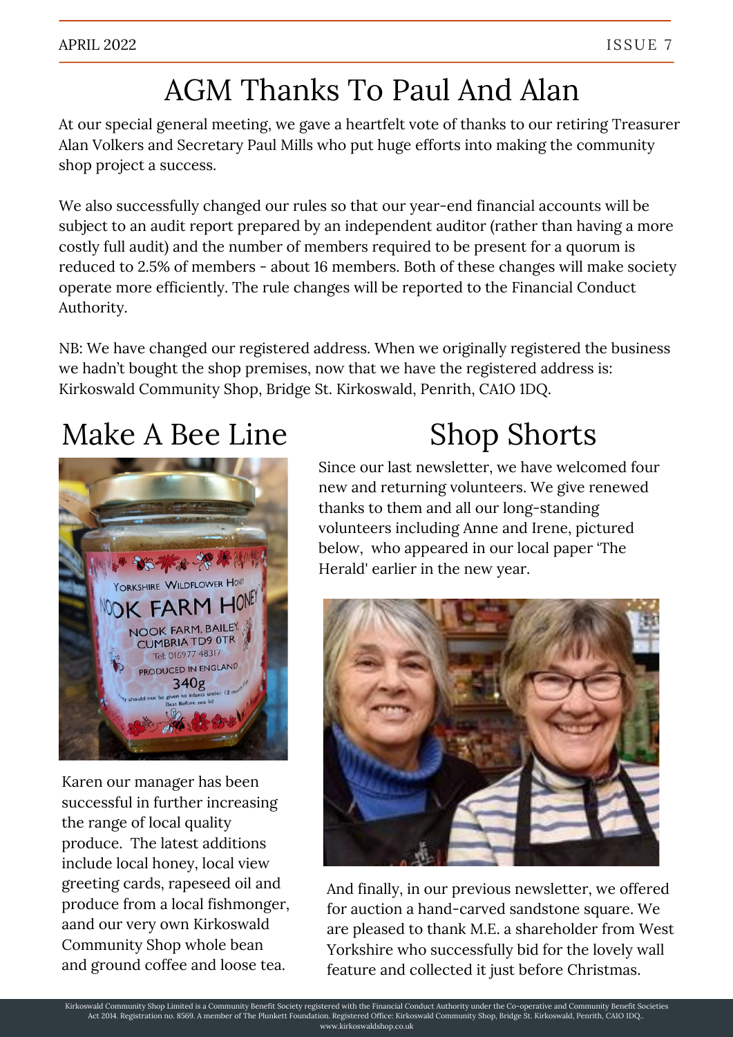# AGM Thanks To Paul And Alan

At our special general meeting, we gave a heartfelt vote of thanks to our retiring Treasurer Alan Volkers and Secretary Paul Mills who put huge efforts into making the community shop project a success.

We also successfully changed our rules so that our year-end financial accounts will be subject to an audit report prepared by an independent auditor (rather than having a more costly full audit) and the number of members required to be present for a quorum is reduced to 2.5% of members - about 16 members. Both of these changes will make society operate more efficiently. The rule changes will be reported to the Financial Conduct Authority.

NB: We have changed our registered address. When we originally registered the business we hadn't bought the shop premises, now that we have the registered address is: Kirkoswald Community Shop, Bridge St. Kirkoswald, Penrith, CA10 1DQ.

## Make A Bee Line

Karen our manager has been successful in further increasing the range of local quality produce. The latest additions include local honey, local view greeting cards, rapeseed oil and produce from a local fishmonger, aand our very own Kirkoswald Community Shop whole bean and ground coffee and loose tea.

## Shop Shorts

Since our last newsletter, we have welcomed four new and returning volunteers. We give renewed thanks to them and all our long-standing volunteers including Anne and Irene, pictured below, who appeared in our local paper 'The Herald' earlier in the new year.

And finally, in our previous newsletter, we offered for auction a hand-carved sandstone square. We are pleased to thank M.E. a shareholder from West Yorkshire who successfully bid for the lovely wall feature and collected it just before Christmas.

Kirkoswald Community Shop Limited is a Community Benefit Society registered with the Financial Conduct Authority under the Co-operative and Community Benefit Societies Act 2014. Registration no. 8569. A member of The Plunkett Foundation. Registered Office: Kirkoswald Community Shop, Bridge St. Kirkoswald, Penrith, CA10 1DQ.. www.kirkoswaldshop.co.uk